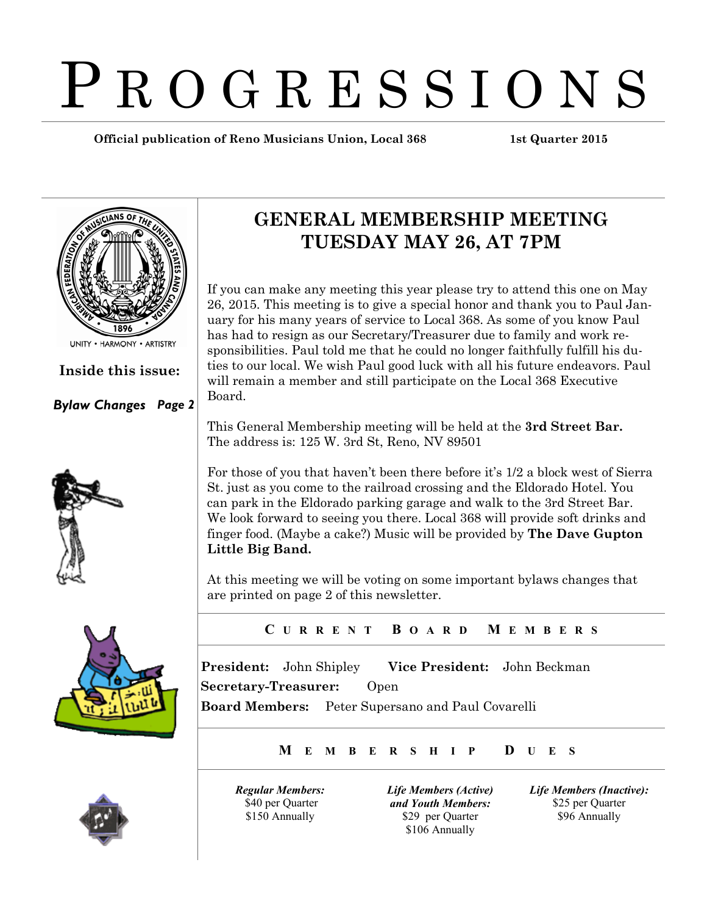# PROGRESSIONS

**Official publication of Reno Musicians Union, Local 368** **1st Quarter 2015**

UNITY • HARMONY • ARTISTRY

**Inside this issue:**

***Bylaw Changes Page 2***

## GENERAL MEMBERSHIP MEETING TUESDAY MAY 26, AT 7PM

If you can make any meeting this year please try to attend this one on May 26, 2015. This meeting is to give a special honor and thank you to Paul January for his many years of service to Local 368. As some of you know Paul has had to resign as our Secretary/Treasurer due to family and work responsibilities. Paul told me that he could no longer faithfully fulfill his duties to our local. We wish Paul good luck with all his future endeavors. Paul will remain a member and still participate on the Local 368 Executive Board.

This General Membership meeting will be held at the **3rd Street Bar.** The address is: 125 W. 3rd St, Reno, NV 89501

For those of you that haven't been there before it's 1/2 a block west of Sierra St. just as you come to the railroad crossing and the Eldorado Hotel. You can park in the Eldorado parking garage and walk to the 3rd Street Bar. We look forward to seeing you there. Local 368 will provide soft drinks and finger food. (Maybe a cake?) Music will be provided by **The Dave Gupton Little Big Band.**

At this meeting we will be voting on some important bylaws changes that are printed on page 2 of this newsletter.

### CURRENT BOARD MEMBERS

**President:** John Shipley **Vice President:** John Beckman

**Secretary-Treasurer:** Open

**Board Members:** Peter Supersano and Paul Covarelli

### MEMBERSHIP DUES

***Regular Members:***
$40 per Quarter
$150 Annually

***Life Members (Active) and Youth Members:***
$29 per Quarter
$106 Annually

***Life Members (Inactive):***
$25 per Quarter
$96 Annually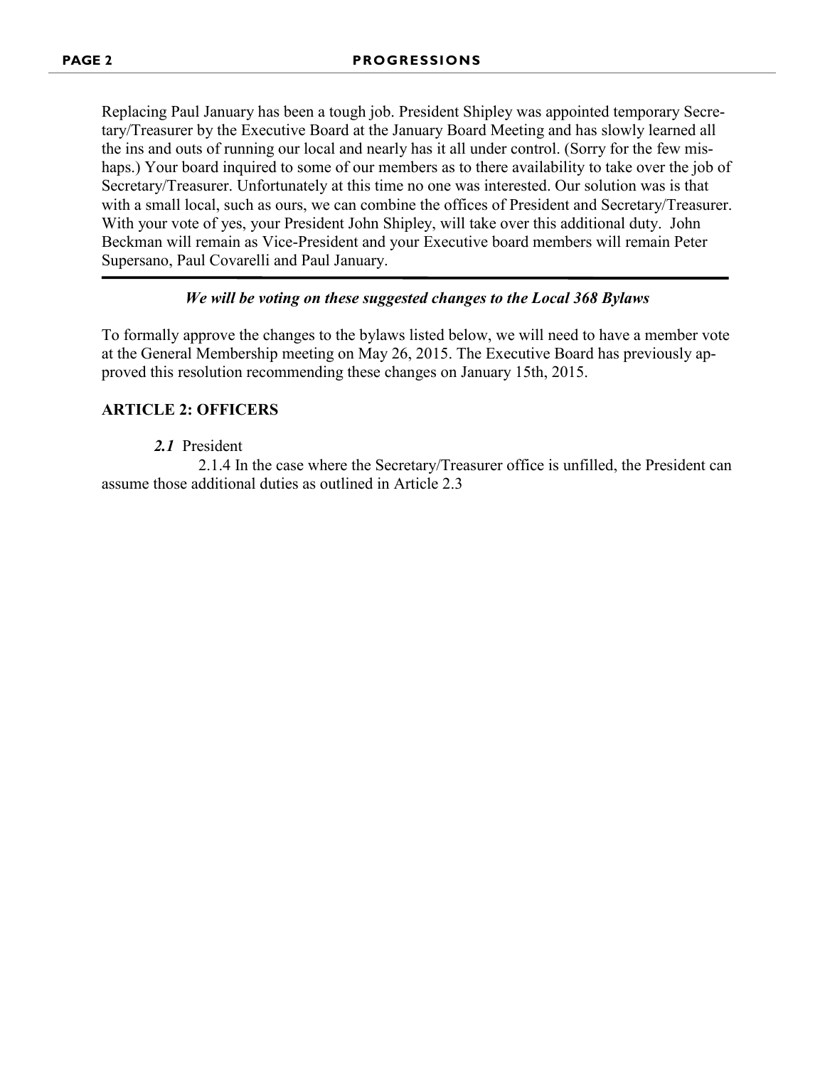Replacing Paul January has been a tough job. President Shipley was appointed temporary Secretary/Treasurer by the Executive Board at the January Board Meeting and has slowly learned all the ins and outs of running our local and nearly has it all under control. (Sorry for the few mishaps.) Your board inquired to some of our members as to there availability to take over the job of Secretary/Treasurer. Unfortunately at this time no one was interested. Our solution was is that with a small local, such as ours, we can combine the offices of President and Secretary/Treasurer. With your vote of yes, your President John Shipley, will take over this additional duty. John Beckman will remain as Vice-President and your Executive board members will remain Peter Supersano, Paul Covarelli and Paul January.

---

***We will be voting on these suggested changes to the Local 368 Bylaws***

To formally approve the changes to the bylaws listed below, we will need to have a member vote at the General Membership meeting on May 26, 2015. The Executive Board has previously approved this resolution recommending these changes on January 15th, 2015.

**ARTICLE 2: OFFICERS**

***2.1*** President

2.1.4 In the case where the Secretary/Treasurer office is unfilled, the President can assume those additional duties as outlined in Article 2.3